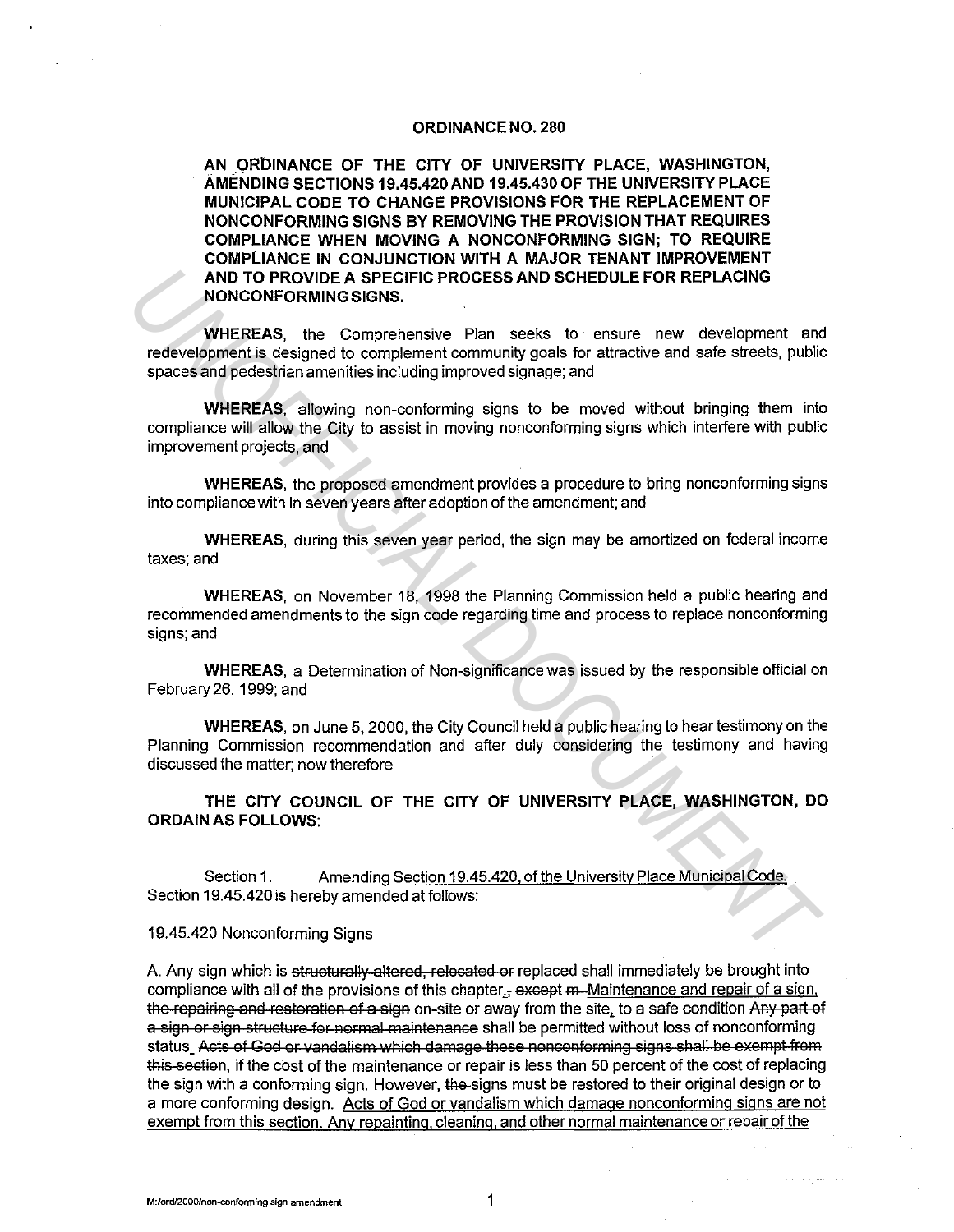# ORDINANCE NO. 280

**AN ORDINANCE OF THE CITY OF UNIVERSITY PLACE, WASHINGTON, AMENDING SECTIONS 19.45.420 AND 19.45.430 OF THE UNIVERSITY PLACE MUNICIPAL CODE TO CHANGE PROVISIONS FOR THE REPLACEMENT OF NONCONFORMING SIGNS BY REMOVING THE PROVISION THAT REQUIRES COMPLIANCE WHEN MOVING A NONCONFORMING SIGN; TO REQUIRE COMPLIANCE IN CONJUNCTION WITH A MAJOR TENANT IMPROVEMENT AND TO PROVIDE A SPECIFIC PROCESS AND SCHEDULE FOR REPLACING NONCONFORMING SIGNS.**

**WHEREAS**, the Comprehensive Plan seeks to ensure new development and redevelopment is designed to complement community goals for attractive and safe streets, public spaces and pedestrian amenities including improved signage; and

**WHEREAS**, allowing non-conforming signs to be moved without bringing them into compliance will allow the City to assist in moving nonconforming signs which interfere with public improvement projects, and

**WHEREAS**, the proposed amendment provides a procedure to bring nonconforming signs into compliance with in seven years after adoption of the amendment; and

**WHEREAS**, during this seven year period, the sign may be amortized on federal income taxes; and

**WHEREAS**, on November 18, 1998 the Planning Commission held a public hearing and recommended amendments to the sign code regarding time and process to replace nonconforming signs; and

**WHEREAS**, a Determination of Non-significance was issued by the responsible official on February 26, 1999; and

**WHEREAS**, on June 5, 2000, the City Council held a public hearing to hear testimony on the Planning Commission recommendation and after duly considering the testimony and having discussed the matter; now therefore

**THE CITY COUNCIL OF THE CITY OF UNIVERSITY PLACE, WASHINGTON, DO ORDAIN AS FOLLOWS:**

Section 1. <u>Amending Section 19.45.420, of the University Place Municipal Code.</u> Section 19.45.420 is hereby amended at follows:

19.45.420 Nonconforming Signs

A. Any sign which is ~~structurally altered, relocated or~~ replaced shall immediately be brought into compliance with all of the provisions of this chapter.~~, except m~~ <u>Maintenance and repair of a sign,</u> ~~the repairing and restoration of a sign~~ on-site or away from the site, to a safe condition ~~Any part of a sign or sign structure for normal maintenance~~ shall be permitted without loss of nonconforming status ~~Acts of God or vandalism which damage these nonconforming signs shall be exempt from this section~~, if the cost of the maintenance or repair is less than 50 percent of the cost of replacing the sign with a conforming sign. However, ~~the~~ signs must be restored to their original design or to a more conforming design. <u>Acts of God or vandalism which damage nonconforming signs are not exempt from this section. Any repainting, cleaning, and other normal maintenance or repair of the</u>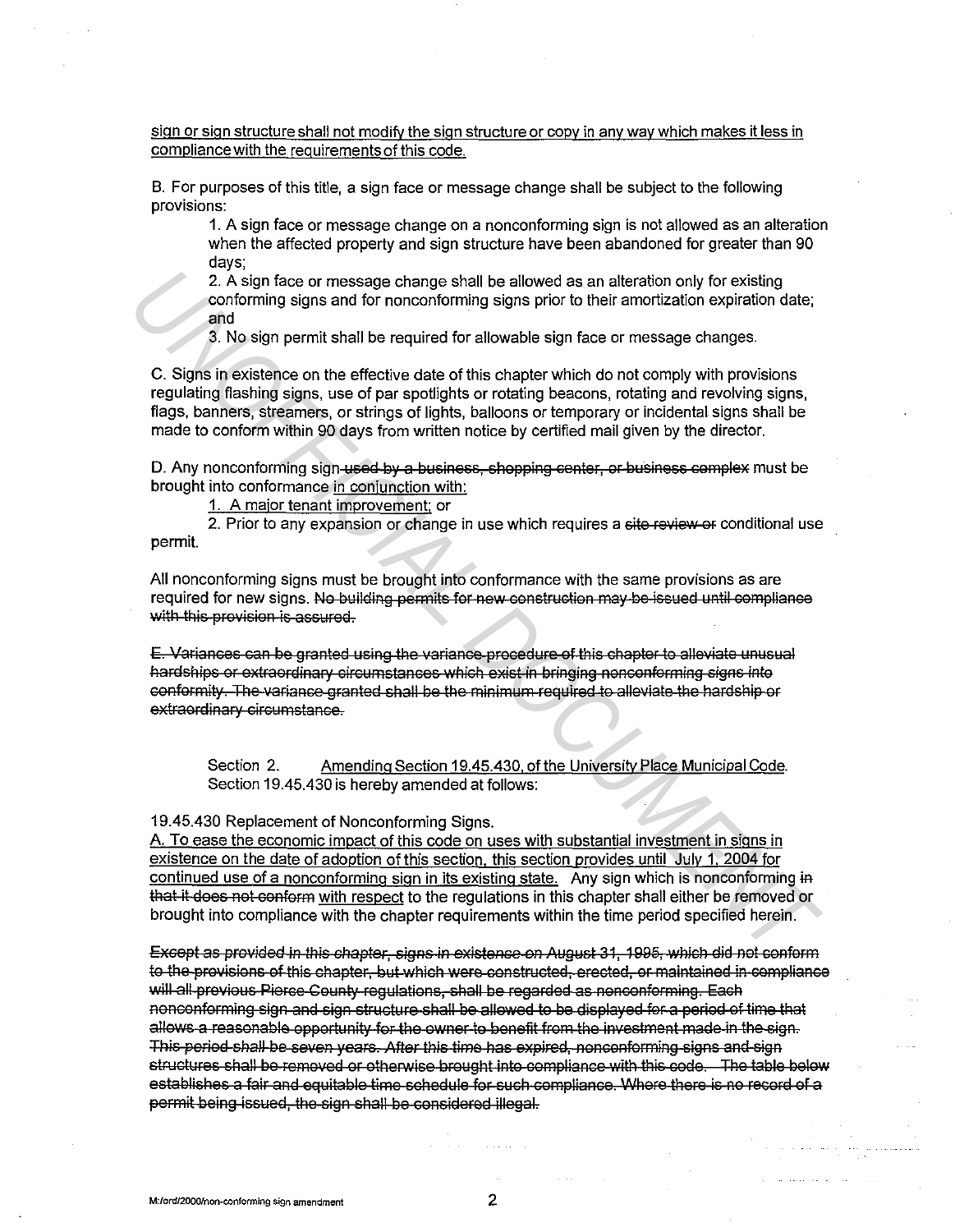sign or sign structure shall not modify the sign structure or copy in any way which makes it less in compliance with the requirements of this code.

B. For purposes of this title, a sign face or message change shall be subject to the following provisions:

1. A sign face or message change on a nonconforming sign is not allowed as an alteration when the affected property and sign structure have been abandoned for greater than 90 days;
2. A sign face or message change shall be allowed as an alteration only for existing conforming signs and for nonconforming signs prior to their amortization expiration date; and
3. No sign permit shall be required for allowable sign face or message changes.

C. Signs in existence on the effective date of this chapter which do not comply with provisions regulating flashing signs, use of par spotlights or rotating beacons, rotating and revolving signs, flags, banners, streamers, or strings of lights, balloons or temporary or incidental signs shall be made to conform within 90 days from written notice by certified mail given by the director.

D. Any nonconforming sign ~~used by a business, shopping center, or business complex~~ must be brought into conformance in conjunction with:

1. A major tenant improvement; or
2. Prior to any expansion or change in use which requires a ~~site review or~~ conditional use permit.

All nonconforming signs must be brought into conformance with the same provisions as are required for new signs. ~~No building permits for new construction may be issued until compliance with this provision is assured.~~

~~E. Variances can be granted using the variance procedure of this chapter to alleviate unusual hardships or extraordinary circumstances which exist in bringing nonconforming signs into conformity. The variance granted shall be the minimum required to alleviate the hardship or extraordinary circumstance.~~

Section 2. Amending Section 19.45.430, of the University Place Municipal Code. Section 19.45.430 is hereby amended at follows:

19.45.430 Replacement of Nonconforming Signs.

A. To ease the economic impact of this code on uses with substantial investment in signs in existence on the date of adoption of this section, this section provides until July 1, 2004 for continued use of a nonconforming sign in its existing state. Any sign which is nonconforming ~~in that it does not conform~~ with respect to the regulations in this chapter shall either be removed or brought into compliance with the chapter requirements within the time period specified herein.

~~Except as provided in this chapter, signs in existence on August 31, 1995, which did not conform to the provisions of this chapter, but which were constructed, erected, or maintained in compliance will all previous Pierce County regulations, shall be regarded as nonconforming. Each nonconforming sign and sign structure shall be allowed to be displayed for a period of time that allows a reasonable opportunity for the owner to benefit from the investment made in the sign. This period shall be seven years. After this time has expired, nonconforming signs and sign structures shall be removed or otherwise brought into compliance with this code. The table below establishes a fair and equitable time schedule for such compliance. Where there is no record of a permit being issued, the sign shall be considered illegal.~~

M:/ord/2000/non-conforming sign amendment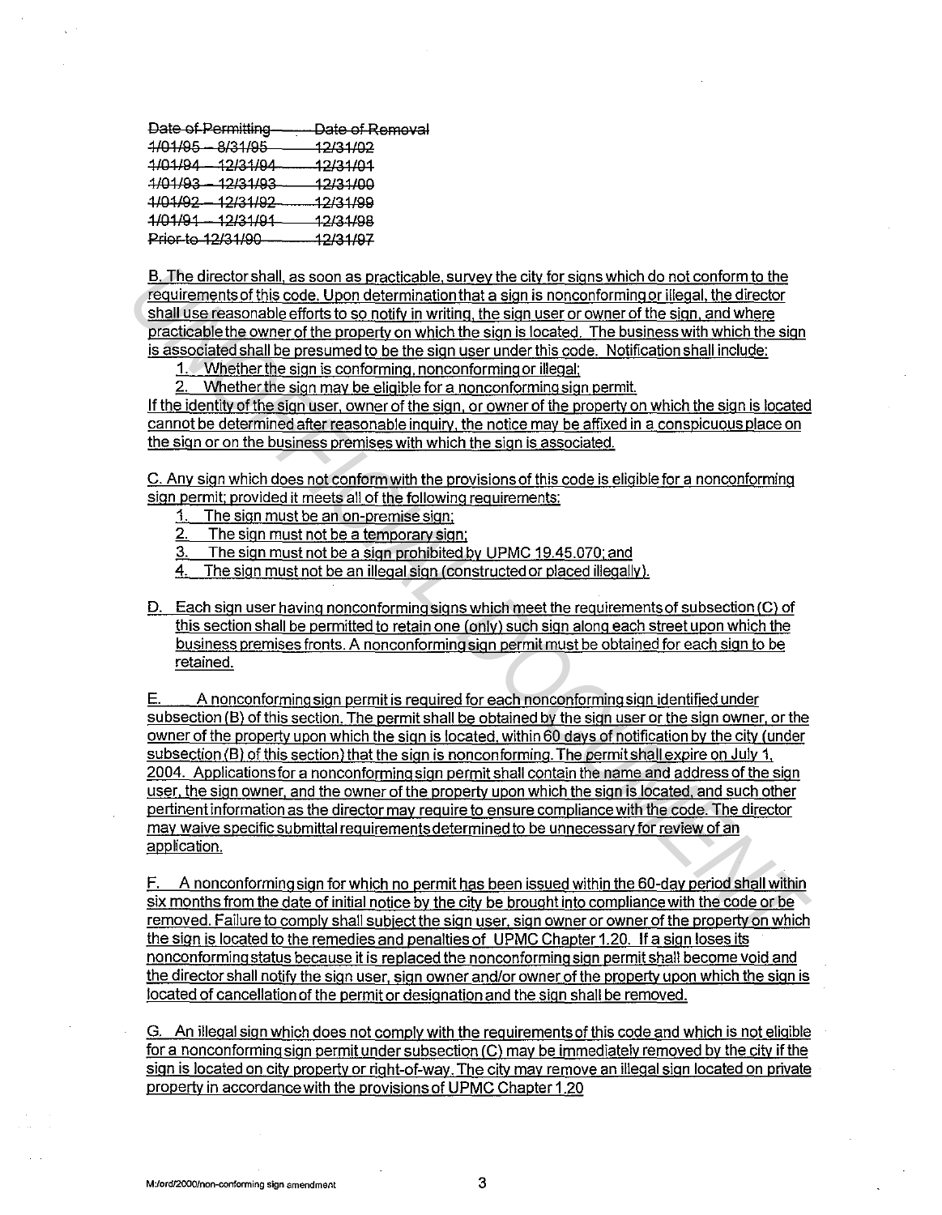~~Date of Permitting — Date of Removal~~

| ~~Date of Permitting~~ | ~~Date of Removal~~ |
| --- | --- |
| ~~1/01/95 – 8/31/95~~ | ~~12/31/02~~ |
| ~~1/01/94 – 12/31/94~~ | ~~12/31/01~~ |
| ~~1/01/93 – 12/31/93~~ | ~~12/31/00~~ |
| ~~1/01/92 – 12/31/92~~ | ~~12/31/99~~ |
| ~~1/01/91 – 12/31/91~~ | ~~12/31/98~~ |
| ~~Prior to 12/31/90~~ | ~~12/31/97~~ |

<u>B. The director shall, as soon as practicable, survey the city for signs which do not conform to the requirements of this code. Upon determination that a sign is nonconforming or illegal, the director shall use reasonable efforts to so notify in writing, the sign user or owner of the sign, and where practicable the owner of the property on which the sign is located. The business with which the sign is associated shall be presumed to be the sign user under this code. Notification shall include:</u>

1. <u>Whether the sign is conforming, nonconforming or illegal;</u>
2. <u>Whether the sign may be eligible for a nonconforming sign permit.</u>

<u>If the identity of the sign user, owner of the sign, or owner of the property on which the sign is located cannot be determined after reasonable inquiry, the notice may be affixed in a conspicuous place on the sign or on the business premises with which the sign is associated.</u>

<u>C. Any sign which does not conform with the provisions of this code is eligible for a nonconforming sign permit; provided it meets all of the following requirements:</u>

1. <u>The sign must be an on-premise sign;</u>
2. <u>The sign must not be a temporary sign;</u>
3. <u>The sign must not be a sign prohibited by UPMC 19.45.070; and</u>
4. <u>The sign must not be an illegal sign (constructed or placed illegally).</u>

<u>D. Each sign user having nonconforming signs which meet the requirements of subsection (C) of this section shall be permitted to retain one (only) such sign along each street upon which the business premises fronts. A nonconforming sign permit must be obtained for each sign to be retained.</u>

<u>E. A nonconforming sign permit is required for each nonconforming sign identified under subsection (B) of this section. The permit shall be obtained by the sign user or the sign owner, or the owner of the property upon which the sign is located, within 60 days of notification by the city (under subsection (B) of this section) that the sign is nonconforming. The permit shall expire on July 1, 2004. Applications for a nonconforming sign permit shall contain the name and address of the sign user, the sign owner, and the owner of the property upon which the sign is located, and such other pertinent information as the director may require to ensure compliance with the code. The director may waive specific submittal requirements determined to be unnecessary for review of an application.</u>

<u>F. A nonconforming sign for which no permit has been issued within the 60-day period shall within six months from the date of initial notice by the city be brought into compliance with the code or be removed. Failure to comply shall subject the sign user, sign owner or owner of the property on which the sign is located to the remedies and penalties of UPMC Chapter 1.20. If a sign loses its nonconforming status because it is replaced the nonconforming sign permit shall become void and the director shall notify the sign user, sign owner and/or owner of the property upon which the sign is located of cancellation of the permit or designation and the sign shall be removed.</u>

<u>G. An illegal sign which does not comply with the requirements of this code and which is not eligible for a nonconforming sign permit under subsection (C) may be immediately removed by the city if the sign is located on city property or right-of-way. The city may remove an illegal sign located on private property in accordance with the provisions of UPMC Chapter 1.20</u>

M:/ord/2000/non-conforming sign amendment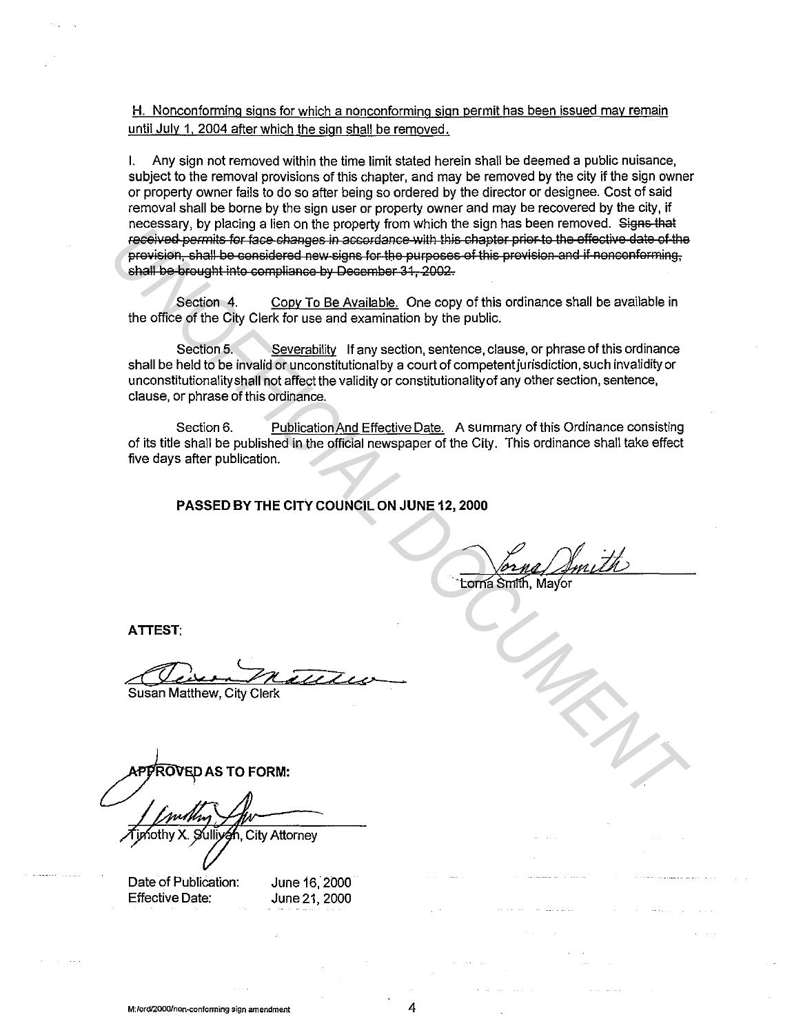H. Nonconforming signs for which a nonconforming sign permit has been issued may remain until July 1, 2004 after which the sign shall be removed.

I. Any sign not removed within the time limit stated herein shall be deemed a public nuisance, subject to the removal provisions of this chapter, and may be removed by the city if the sign owner or property owner fails to do so after being so ordered by the director or designee. Cost of said removal shall be borne by the sign user or property owner and may be recovered by the city, if necessary, by placing a lien on the property from which the sign has been removed. ~~Signs that received permits for face changes in accordance with this chapter prior to the effective date of the provision, shall be considered new signs for the purposes of this provision and if nonconforming, shall be brought into compliance by December 31, 2002.~~

Section 4. Copy To Be Available. One copy of this ordinance shall be available in the office of the City Clerk for use and examination by the public.

Section 5. Severability If any section, sentence, clause, or phrase of this ordinance shall be held to be invalid or unconstitutional by a court of competent jurisdiction, such invalidity or unconstitutionality shall not affect the validity or constitutionality of any other section, sentence, clause, or phrase of this ordinance.

Section 6. Publication And Effective Date. A summary of this Ordinance consisting of its title shall be published in the official newspaper of the City. This ordinance shall take effect five days after publication.

**PASSED BY THE CITY COUNCIL ON JUNE 12, 2000**

Lorna Smith, Mayor

**ATTEST:**

Susan Matthew, City Clerk

**APPROVED AS TO FORM:**

Timothy X. Sullivan, City Attorney

Date of Publication: June 16, 2000
Effective Date: June 21, 2000

M:/ord/2000/non-conforming sign amendment